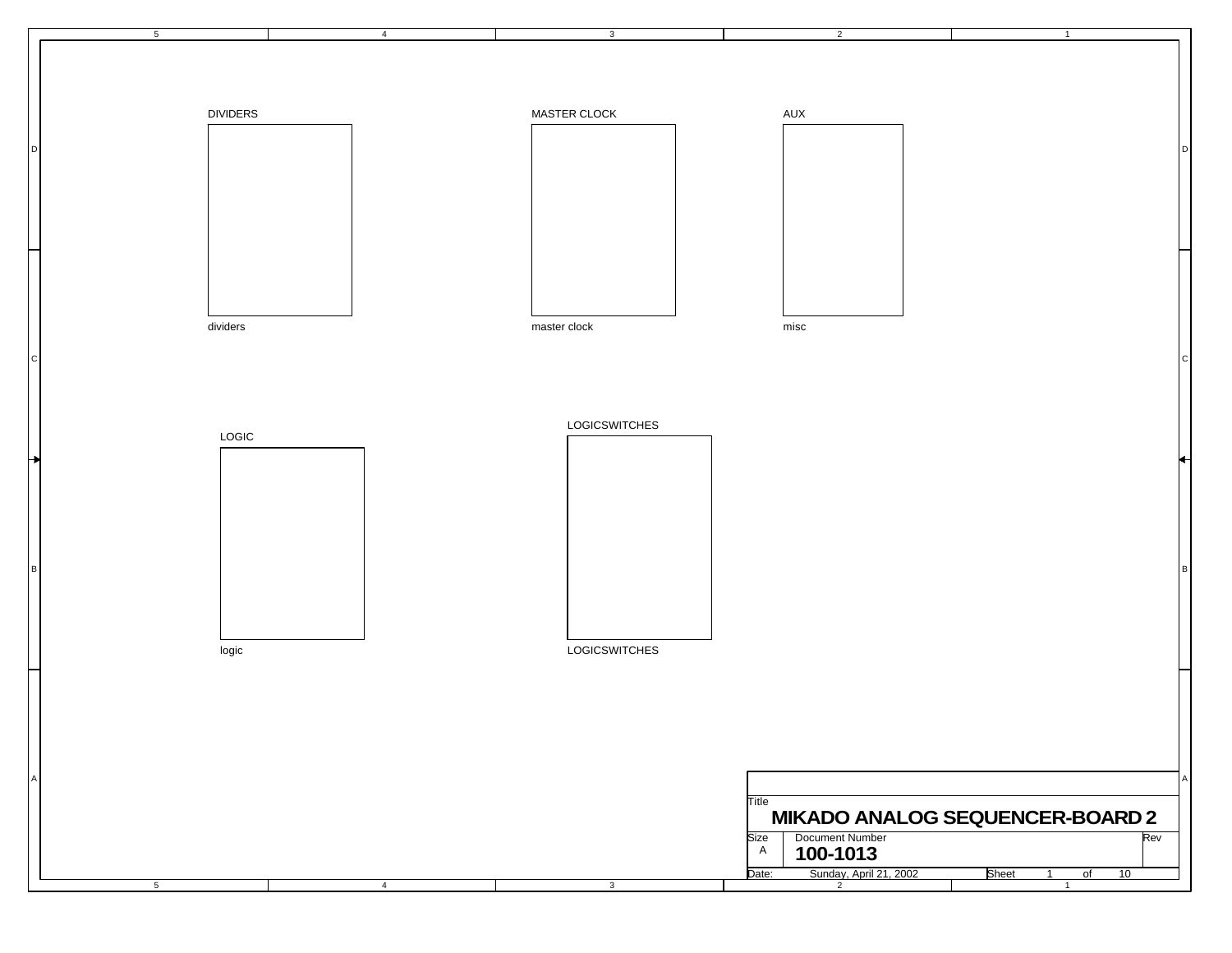DIVIDERS

dividers

MASTER CLOCK

master clock

AUX

misc

LOGIC

logic

LOGICSWITCHES

LOGICSWITCHES

| | | |
|---|---|---|
| Title | **MIKADO ANALOG SEQUENCER-BOARD 2** | |
| Size A | Document Number **100-1013** | Rev |
| Date: Sunday, April 21, 2002 | Sheet 1 of 10 | |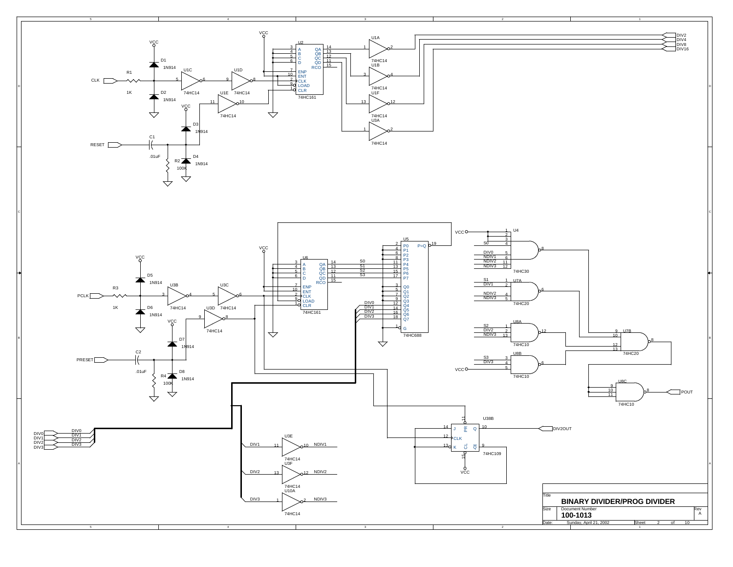# BINARY DIVIDER/PROG DIVIDER

| Title | BINARY DIVIDER/PROG DIVIDER | |
|---|---|---|
| Size | Document Number: 100-1013 | Rev: A |
| Date: | Sunday, April 21, 2002 | Sheet 2 of 10 |

**Binary divider section:**

- Inputs: CLK (via R1 1K, clamp diodes D1, D2 1N914 to VCC/GND), RESET (via C1 .01uF, R2 100K, clamp diodes D3, D4 1N914)
- U1C, U1D, U1E: 74HC14
- U2: 74HC161 (pins A, B, C, D, ENP, ENT, CLK, LOAD, CLR; outputs QA, QB, QC, QD, RCO)
- U1A, U1B, U1F, U3A: 74HC14 buffers
- Outputs: DIV2, DIV4, DIV8, DIV16

**Programmable divider section:**

- Inputs: PCLK (via R3 1K, clamp diodes D5, D6 1N914), PRESET (via C2 .01uF, R4 100K, clamp diodes D7, D8 1N914)
- U3B, U3C, U3D: 74HC14
- U6: 74HC161 (outputs QA–QD → S0, S1, S2, S3)
- U5: 74HC688 (P0–P7, Q0–Q7, G, P=Q); Q4–Q7 ← DIV0, DIV1, DIV2, DIV3
- Inputs DIV0, DIV1, DIV2, DIV3
- U3E, U3F, U10A: 74HC14 — DIV1 → NDIV1, DIV2 → NDIV2, DIV3 → NDIV3
- U4: 74HC30 — inputs VCC, VCC, VCC, S0, DIV0, NDIV1, NDIV2, NDIV3
- U7A: 74HC20 — inputs S1, DIV1, NDIV2, NDIV3
- U8A: 74HC10 — inputs S2, DIV2, NDIV3
- U8B: 74HC10 — inputs S3, DIV3, VCC
- U7B: 74HC20
- U8C: 74HC10 → POUT
- U38B: 74HC109 (J, K, CLK, PR, CL, Q, Q̄) → DIV2OUT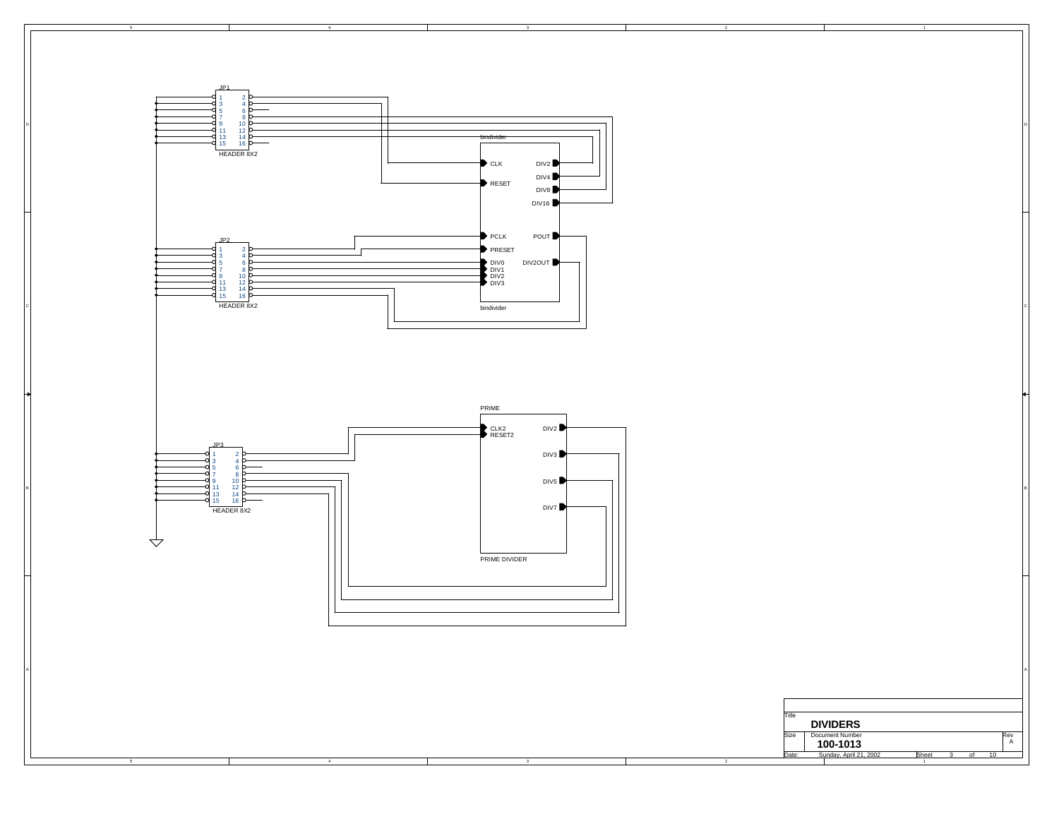JP1

| 1 | 2 |
|---|---|
| 3 | 4 |
| 5 | 6 |
| 7 | 8 |
| 9 | 10 |
| 11 | 12 |
| 13 | 14 |
| 15 | 16 |

HEADER 8X2

bindivider

CLK
RESET
DIV2
DIV4
DIV8
DIV16

JP2

| 1 | 2 |
|---|---|
| 3 | 4 |
| 5 | 6 |
| 7 | 8 |
| 9 | 10 |
| 11 | 12 |
| 13 | 14 |
| 15 | 16 |

HEADER 8X2

PCLK
PRESET
DIV0
DIV1
DIV2
DIV3
POUT
DIV2OUT

bindivider

PRIME

CLK2
RESET2
DIV2
DIV3
DIV5
DIV7

PRIME DIVIDER

JP3

| 1 | 2 |
|---|---|
| 3 | 4 |
| 5 | 6 |
| 7 | 8 |
| 9 | 10 |
| 11 | 12 |
| 13 | 14 |
| 15 | 16 |

HEADER 8X2

| Title | | |
|---|---|---|
| **DIVIDERS** | | |
| Size | Document Number **100-1013** | Rev A |
| Date: Sunday, April 21, 2002 | Sheet 3 of 10 | |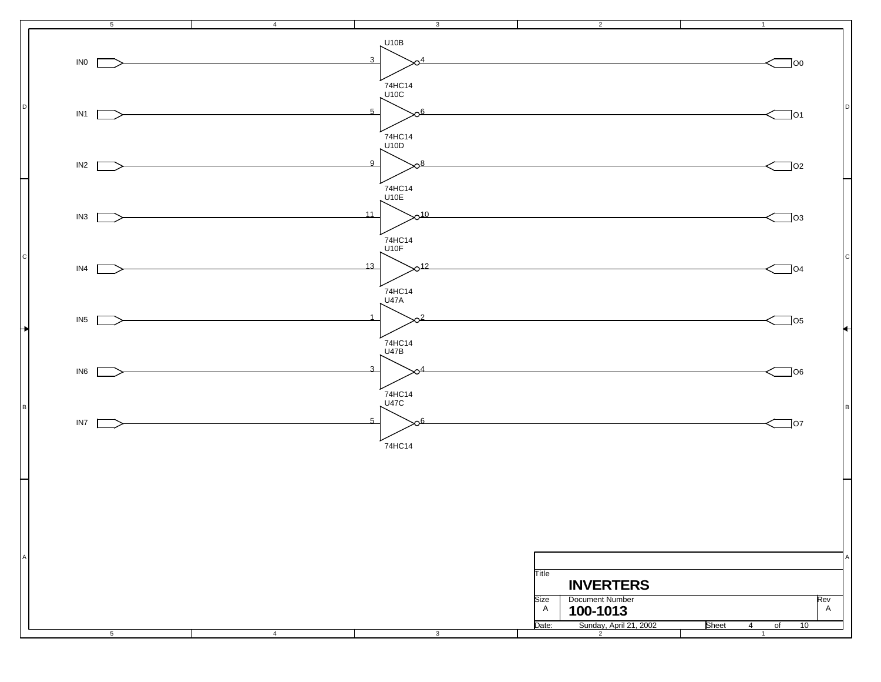| Input | Pin | Part | Gate | Pin | Output |
| --- | --- | --- | --- | --- | --- |
| IN0 | 3 | 74HC14 | U10B | 4 | O0 |
| IN1 | 5 | 74HC14 | U10C | 6 | O1 |
| IN2 | 9 | 74HC14 | U10D | 8 | O2 |
| IN3 | 11 | 74HC14 | U10E | 10 | O3 |
| IN4 | 13 | 74HC14 | U10F | 12 | O4 |
| IN5 | 1 | 74HC14 | U47A | 2 | O5 |
| IN6 | 3 | 74HC14 | U47B | 4 | O6 |
| IN7 | 5 | 74HC14 | U47C | 6 | O7 |

Title

# INVERTERS

| Size | Document Number | Rev |
| --- | --- | --- |
| A | **100-1013** | A |

Date: Sunday, April 21, 2002 | Sheet 4 of 10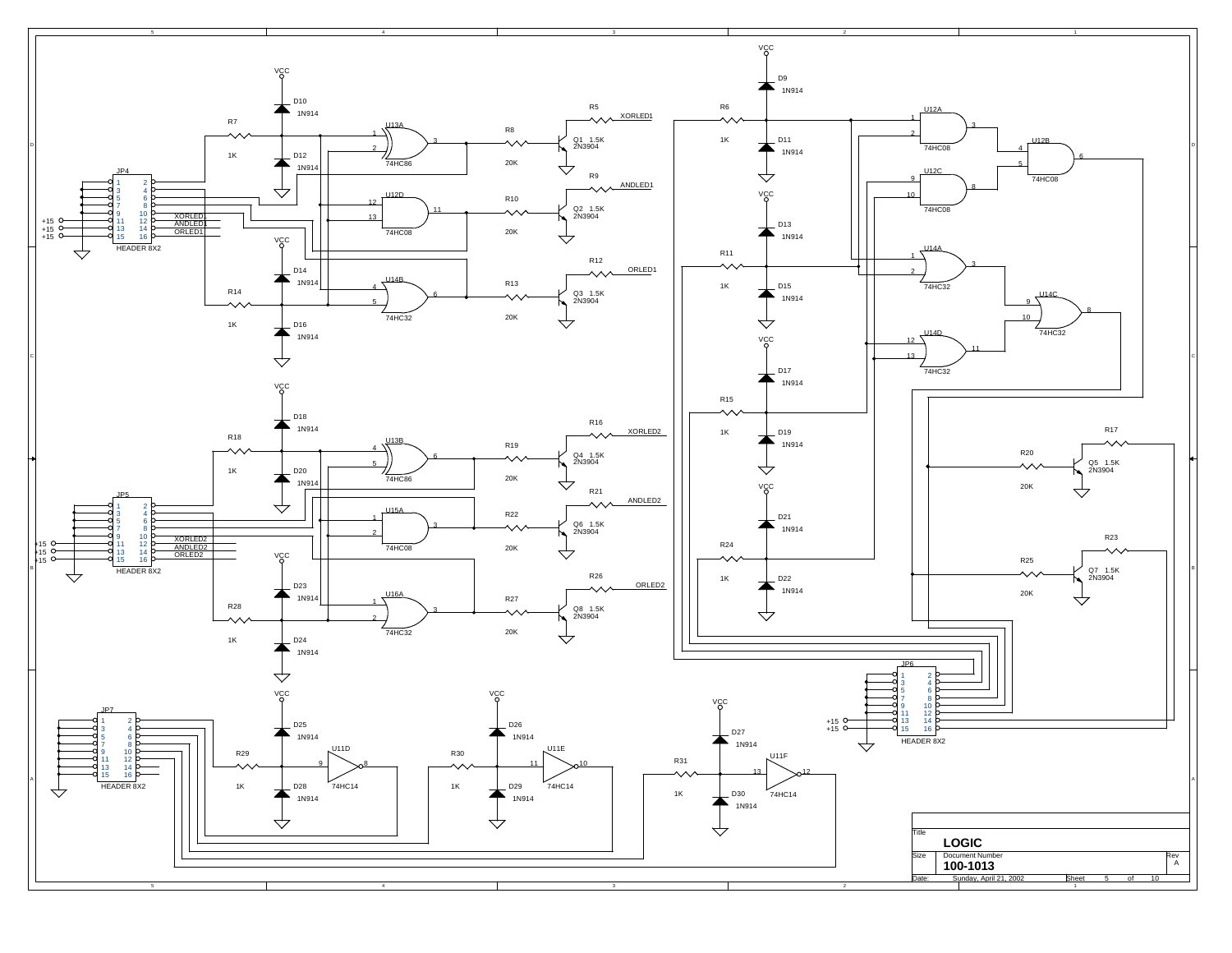# LOGIC

| Title | LOGIC | |
|---|---|---|
| Size | Document Number: 100-1013 | Rev: A |
| Date: Sunday, April 21, 2002 | Sheet 5 of 10 | |

VCC

D10 1N914
R7 1K
D12 1N914
JP4 HEADER 8X2
+15
+15
+15
XORLED1
ANDLED1
ORLED1
U13A 74HC86
R8 20K
Q1 1.5K 2N3904
R5 XORLED1
U12D 74HC08
R10 20K
Q2 1.5K 2N3904
R9 ANDLED1
D14 1N914
R14 1K
D16 1N914
U14B 74HC32
R13 20K
Q3 1.5K 2N3904
R12 ORLED1

D18 1N914
R18 1K
D20 1N914
JP5 HEADER 8X2
XORLED2
ANDLED2
ORLED2
U13B 74HC86
R19 20K
Q4 1.5K 2N3904
R16 XORLED2
U15A 74HC08
R22 20K
Q6 1.5K 2N3904
R21 ANDLED2
D23 1N914
R28 1K
D24 1N914
U16A 74HC32
R27 20K
Q8 1.5K 2N3904
R26 ORLED2

JP7 HEADER 8X2
D25 1N914
R29 1K
D28 1N914
U11D 74HC14
D26 1N914
R30 1K
D29 1N914
U11E 74HC14
D27 1N914
R31 1K
D30 1N914
U11F 74HC14

D9 1N914
R6 1K
D11 1N914
D13 1N914
R11 1K
D15 1N914
D17 1N914
R15 1K
D19 1N914
D21 1N914
R24 1K
D22 1N914
U12A 74HC08
U12B 74HC08
U12C 74HC08
U14A 74HC32
U14C 74HC32
U14D 74HC32
R17
R20 20K
Q5 1.5K 2N3904
R23
R25 20K
Q7 1.5K 2N3904
JP6 HEADER 8X2
+15
+15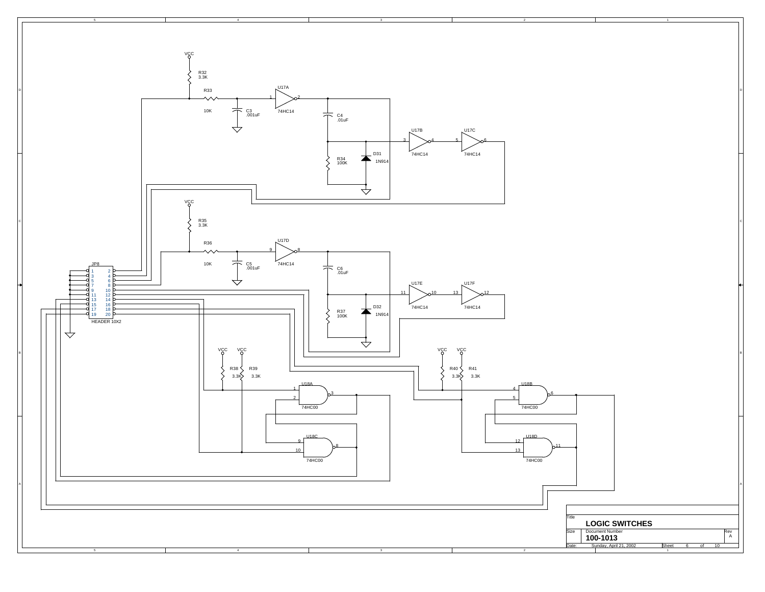VCC

R32
3.3K

R33

10K

C3
.001uF

U17A

1 2

74HC14

C4
.01uF

U17B

3 4

74HC14

U17C

5 6

74HC14

R34
100K

D31
1N914

VCC

R35
3.3K

R36

10K

C5
.001uF

U17D

9 8

74HC14

C6
.01uF

U17E

11 10

74HC14

U17F

13 12

74HC14

R37
100K

D32
1N914

JP8

| | |
|---|---|
| 1 | 2 |
| 3 | 4 |
| 5 | 6 |
| 7 | 8 |
| 9 | 10 |
| 11 | 12 |
| 13 | 14 |
| 15 | 16 |
| 17 | 18 |
| 19 | 20 |

HEADER 10X2

VCC VCC

R38 R39
3.3K 3.3K

U18A

1 2 3

74HC00

U18C

9 10 8

74HC00

VCC VCC

R40 R41
3.3K 3.3K

U18B

4 5 6

74HC00

U18D

12 13 11

74HC00

| | | |
|---|---|---|
| Title | **LOGIC SWITCHES** | |
| Size | Document Number **100-1013** | Rev A |
| Date: | Sunday, April 21, 2002 | Sheet 6 of 10 |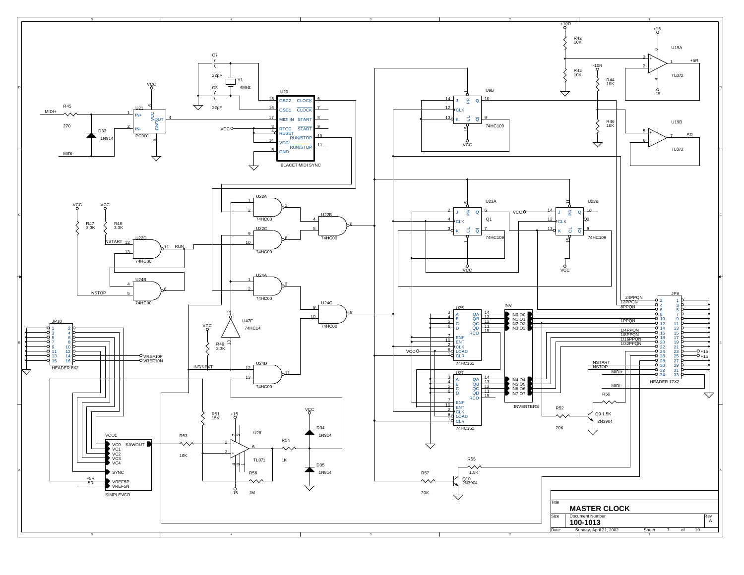# MASTER CLOCK

| Title | MASTER CLOCK | |
|---|---|---|
| Size | Document Number: 100-1013 | Rev: A |
| Date: Sunday, April 21, 2002 | Sheet 7 of 10 | |

U20 BLACET MIDI SYNC — OSC2 (15), OSC1 (16), MIDI IN (17), RTCC (3), RESET (4), VCC (14), GND (5), CLOCK (6), CLOCK (7), START (8), START (9), RUN/STOP (10), RUN/STOP (11)

Y1 4MHz; C7 22pF; C8 22pF

U21 PC900 — IN+ (1), IN- (2), VCC (6), GND (5), OUT (4)

R45 270; D33 1N914; MIDI+; MIDI-

R47 3.3K; R48 3.3K; VCC

U22A, U22B, U22C, U22D 74HC00; U24A, U24B, U24C, U24D 74HC00

NSTART; NSTOP; RUN; INT/NEXT

U47F 74HC14; R49 3.3K

U9B 74HC109 (J, K, CLK, PR, CL, Q, Q̅); U23A 74HC109 (Q1); U23B 74HC109 (Q0)

R42 10K; R43 10K; R44 10K; R46 10K; +10R; -10R; +15; -15

U19A TL072 (+5R); U19B TL072 (-5R)

U25 74HC161; U27 74HC161 — A, B, C, D, ENP, ENT, CLK, LOAD, CLR, QA, QB, QC, QD, RCO

INV INVERTERS — IN0 O0, IN1 O1, IN2 O2, IN3 O3, IN4 O4, IN5 O5, IN6 O6, IN7 O7

JP9 HEADER 17X2 — 24PPQN, 12PPQN, 8PPQN, 1PPQN, 1/4PPQN, 1/8PPQN, 1/16PPQN, 1/32PPQN, NSTART, NSTOP, MIDI+, MIDI-, +15

JP10 HEADER 8X2 — VREF10P, VREF10N

VCO1 SIMPLEVCO — VC0, VC1, VC2, VC3, VC4, SYNC, VREF5P, VREF5N, SAWOUT; +5R, -5R

U28 TL071; R51 15K; R53 10K; R54 1K; R56 1M; D34 1N914; D35 1N914

R50; R52 20K; Q9 1.5K 2N3904

R55 1.5K; R57 20K; Q10 2N3904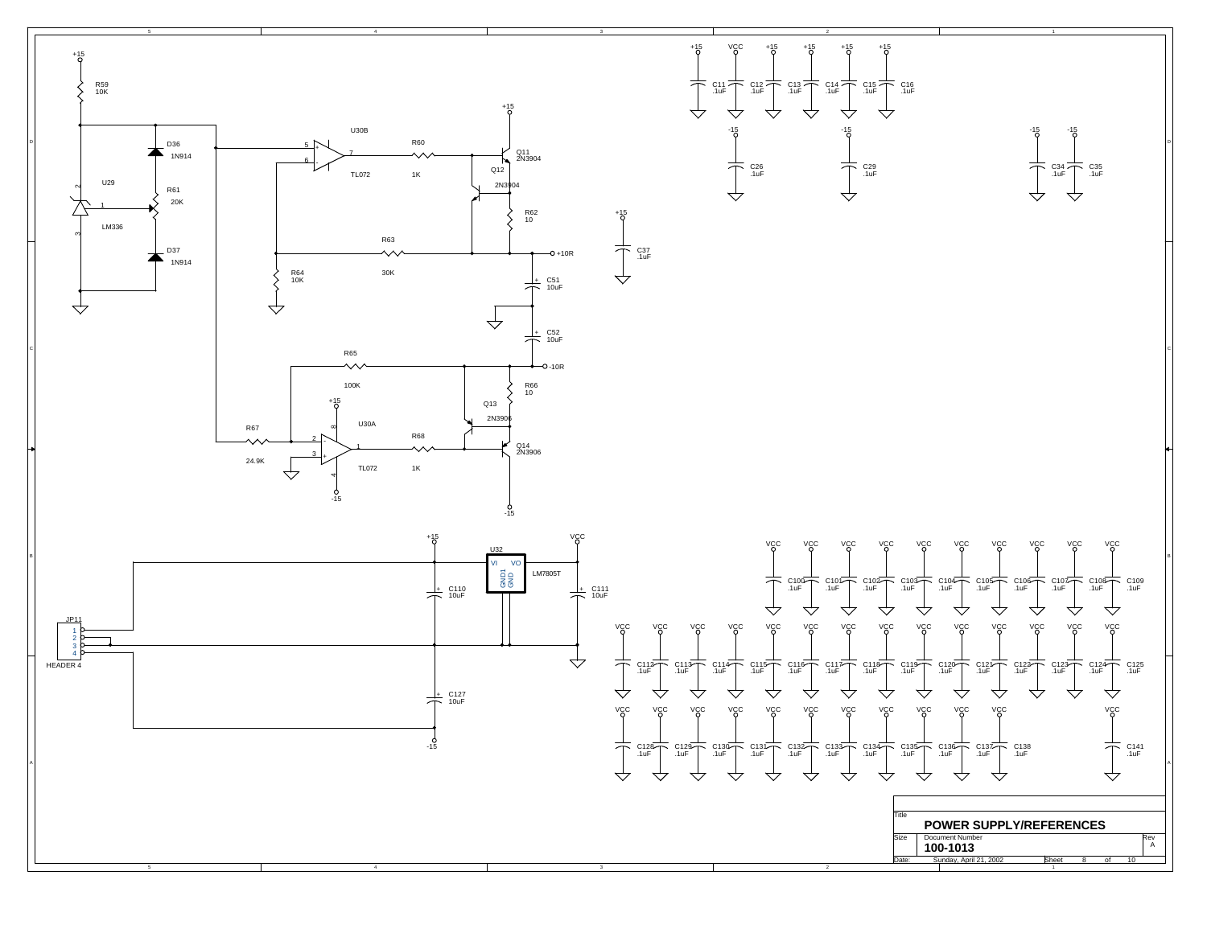# POWER SUPPLY/REFERENCES

| Title | POWER SUPPLY/REFERENCES | |
|---|---|---|
| Size | Document Number: 100-1013 | Rev: A |
| Date: | Sunday, April 21, 2002 | Sheet 8 of 10 |

U29 LM336

R59 10K

D36 1N914

R61 20K

D37 1N914

U30B TL072

R60 1K

Q11 2N3904

Q12 2N3904

R62 10

R63 30K

R64 10K

+10R

C51 10uF

C52 10uF

-10R

R65 100K

R66 10

Q13 2N3906

Q14 2N3906

U30A TL072

R67 24.9K

R68 1K

C37 .1uF

C11 .1uF, C12 .1uF, C13 .1uF, C14 .1uF, C15 .1uF, C16 .1uF

C26 .1uF, C29 .1uF, C34 .1uF, C35 .1uF

U32 LM7805T (VI, VO, GND1, GND)

C110 10uF

C111 10uF

C127 10uF

JP11 HEADER 4

C100 .1uF, C101 .1uF, C102 .1uF, C103 .1uF, C104 .1uF, C105 .1uF, C106 .1uF, C107 .1uF, C108 .1uF, C109 .1uF

C112 .1uF, C113 .1uF, C114 .1uF, C115 .1uF, C116 .1uF, C117 .1uF, C118 .1uF, C119 .1uF, C120 .1uF, C121 .1uF, C122 .1uF, C123 .1uF, C124 .1uF, C125 .1uF

C128 .1uF, C129 .1uF, C130 .1uF, C131 .1uF, C132 .1uF, C133 .1uF, C134 .1uF, C135 .1uF, C136 .1uF, C137 .1uF, C138 .1uF, C141 .1uF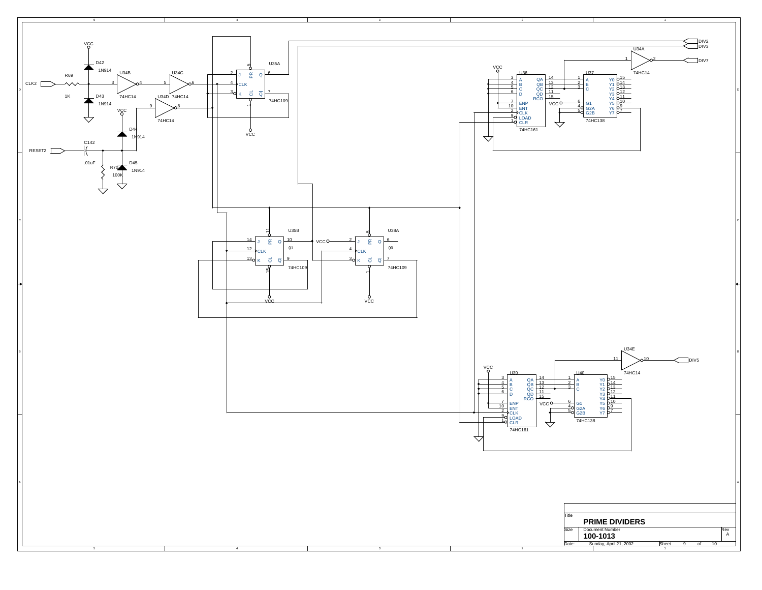CLK2

R69

1K

VCC

D42

1N914

D43

1N914

U34B

74HC14

U34C

74HC14

U34D

74HC14

VCC

D44

1N914

RESET2

C142

.01uF

R70

100K

D45

1N914

U35A

J PR Q

CLK

K CL QI

74HC109

VCC

DIV2

DIV3

U34A

74HC14

DIV7

VCC

U36

A QA
B QB
C QC
D QD
RCO
ENP
ENT
CLK
LOAD
CLR

74HC161

U37

A Y0
B Y1
C Y2
Y3
Y4
G1 Y5
G2A Y6
G2B Y7

74HC138

U35B

J PR Q

CLK

K CL QI

Q1

74HC109

VCC

U38A

J PR Q

CLK

K CL QI

Q0

74HC109

VCC

U34E

74HC14

DIV5

VCC

U39

A QA
B QB
C QC
D QD
RCO
ENP
ENT
CLK
LOAD
CLR

74HC161

U40

A Y0
B Y1
C Y2
Y3
Y4
G1 Y5
G2A Y6
G2B Y7

74HC138

| Title | | |
|---|---|---|
| PRIME DIVIDERS | | |
| Size | Document Number 100-1013 | Rev A |
| Date: Sunday, April 21, 2002 | Sheet 9 of 10 | |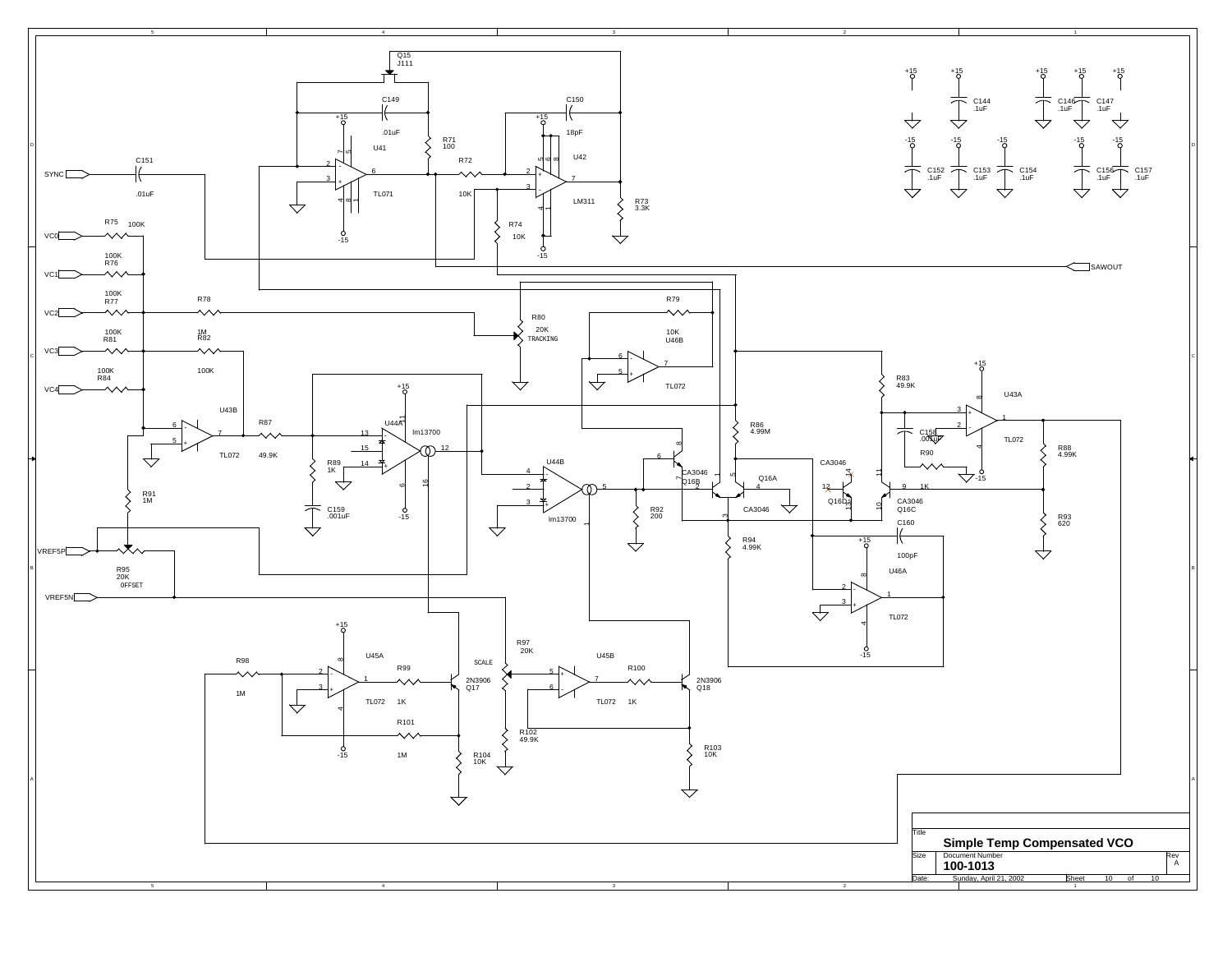Q15
J111

C149
.01uF

C150
18pF

+15

U41

R71
100

R72
10K

U42

TL071

LM311

R73
3.3K

-15

R74
10K

-15

SYNC

C151
.01uF

VC0

R75
100K

VC1

100K
R76

VC2

100K
R77

R78

1M
R82

VC3

100K
R81

100K

VC4

100K
R84

R80
20K
TRACKING

R79

10K
U46B

TL072

SAWOUT

+15

C144
.1uF

C146
.1uF

C147
.1uF

-15

C152
.1uF

C153
.1uF

C154
.1uF

C156
.1uF

C157
.1uF

U43B

R87
49.9K

TL072

+15

U44A

lm13700

R89
1K

C159
.001uF

-15

U44B

lm13700

R92
200

CA3046
Q16B

Q16A

CA3046

R86
4.99M

CA3046

Q16D

CA3046
Q16C

R83
49.9K

+15

U43A

C158
.001uF

R90
1K

TL072

-15

R88
4.99K

R93
620

R91
1M

VREF5P

R95
20K
OFFSET

VREF5N

R94
4.99K

C160
100pF

+15

U46A

TL072

-15

+15

U45A

R98
1M

R99
1K

TL072

2N3906
Q17

R101
1M

-15

R104
10K

R97
20K
SCALE

R102
49.9K

U45B

TL072

R100
1K

2N3906
Q18

R103
10K

| | |
|---|---|
| Title | Simple Temp Compensated VCO |
| Size | Document Number: 100-1013 |
| Rev | A |
| Date: | Sunday, April 21, 2002 |